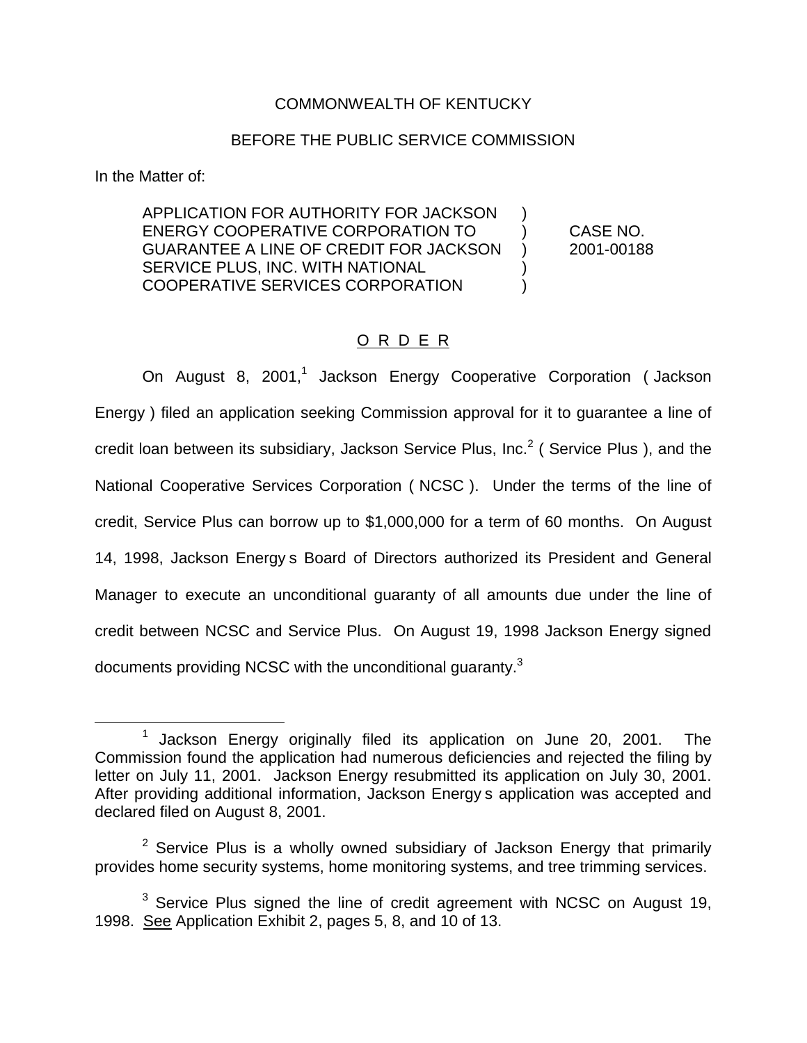COMMONWEALTH OF KENTUCKY

BEFORE THE PUBLIC SERVICE COMMISSION

In the Matter of:

APPLICATION FOR AUTHORITY FOR JACKSON ENERGY COOPERATIVE CORPORATION TO GUARANTEE A LINE OF CREDIT FOR JACKSON SERVICE PLUS, INC. WITH NATIONAL COOPERATIVE SERVICES CORPORATION ) CASE NO. 2001-00188

## O R D E R

On August 8, 2001,[1] Jackson Energy Cooperative Corporation ( Jackson Energy ) filed an application seeking Commission approval for it to guarantee a line of credit loan between its subsidiary, Jackson Service Plus, Inc.[2] ( Service Plus ), and the National Cooperative Services Corporation ( NCSC ). Under the terms of the line of credit, Service Plus can borrow up to $1,000,000 for a term of 60 months. On August 14, 1998, Jackson Energy s Board of Directors authorized its President and General Manager to execute an unconditional guaranty of all amounts due under the line of credit between NCSC and Service Plus. On August 19, 1998 Jackson Energy signed documents providing NCSC with the unconditional guaranty.[3]

[1] Jackson Energy originally filed its application on June 20, 2001. The Commission found the application had numerous deficiencies and rejected the filing by letter on July 11, 2001. Jackson Energy resubmitted its application on July 30, 2001. After providing additional information, Jackson Energy s application was accepted and declared filed on August 8, 2001.

[2] Service Plus is a wholly owned subsidiary of Jackson Energy that primarily provides home security systems, home monitoring systems, and tree trimming services.

[3] Service Plus signed the line of credit agreement with NCSC on August 19, 1998. See Application Exhibit 2, pages 5, 8, and 10 of 13.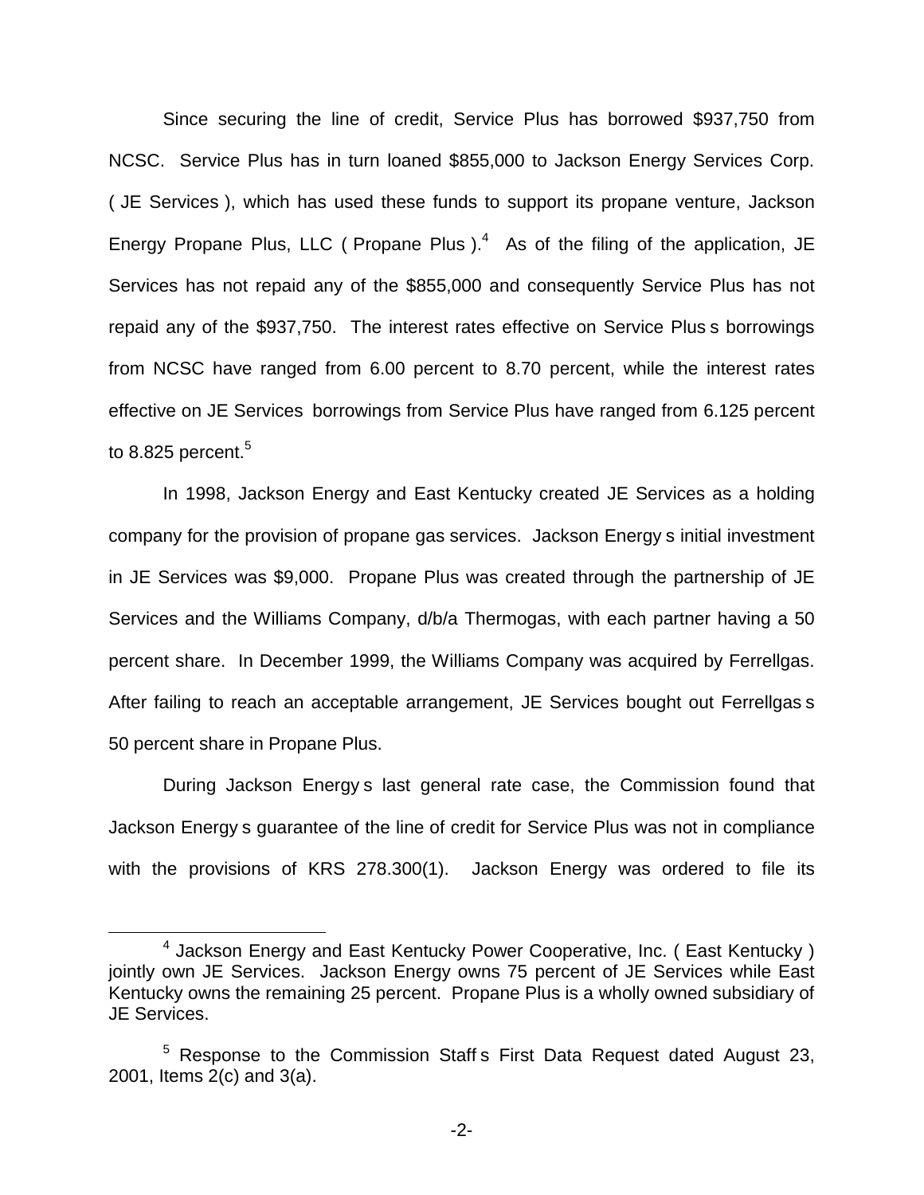Since securing the line of credit, Service Plus has borrowed $937,750 from NCSC. Service Plus has in turn loaned $855,000 to Jackson Energy Services Corp. ( JE Services ), which has used these funds to support its propane venture, Jackson Energy Propane Plus, LLC ( Propane Plus ).[4] As of the filing of the application, JE Services has not repaid any of the $855,000 and consequently Service Plus has not repaid any of the $937,750. The interest rates effective on Service Plus s borrowings from NCSC have ranged from 6.00 percent to 8.70 percent, while the interest rates effective on JE Services borrowings from Service Plus have ranged from 6.125 percent to 8.825 percent.[5]

In 1998, Jackson Energy and East Kentucky created JE Services as a holding company for the provision of propane gas services. Jackson Energy s initial investment in JE Services was $9,000. Propane Plus was created through the partnership of JE Services and the Williams Company, d/b/a Thermogas, with each partner having a 50 percent share. In December 1999, the Williams Company was acquired by Ferrellgas. After failing to reach an acceptable arrangement, JE Services bought out Ferrellgas s 50 percent share in Propane Plus.

During Jackson Energy s last general rate case, the Commission found that Jackson Energy s guarantee of the line of credit for Service Plus was not in compliance with the provisions of KRS 278.300(1). Jackson Energy was ordered to file its

[4] Jackson Energy and East Kentucky Power Cooperative, Inc. ( East Kentucky ) jointly own JE Services. Jackson Energy owns 75 percent of JE Services while East Kentucky owns the remaining 25 percent. Propane Plus is a wholly owned subsidiary of JE Services.

[5] Response to the Commission Staff s First Data Request dated August 23, 2001, Items 2(c) and 3(a).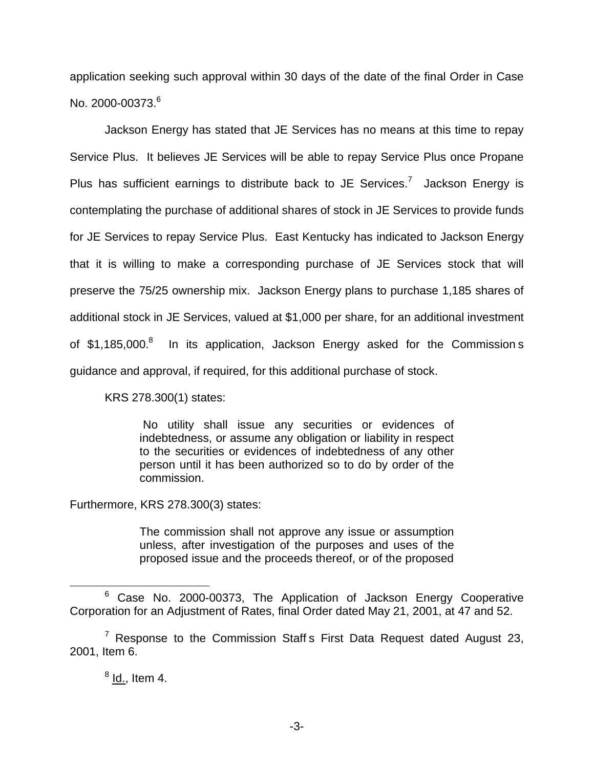application seeking such approval within 30 days of the date of the final Order in Case No. 2000-00373.[6]

Jackson Energy has stated that JE Services has no means at this time to repay Service Plus. It believes JE Services will be able to repay Service Plus once Propane Plus has sufficient earnings to distribute back to JE Services.[7] Jackson Energy is contemplating the purchase of additional shares of stock in JE Services to provide funds for JE Services to repay Service Plus. East Kentucky has indicated to Jackson Energy that it is willing to make a corresponding purchase of JE Services stock that will preserve the 75/25 ownership mix. Jackson Energy plans to purchase 1,185 shares of additional stock in JE Services, valued at $1,000 per share, for an additional investment of $1,185,000.[8] In its application, Jackson Energy asked for the Commission s guidance and approval, if required, for this additional purchase of stock.

KRS 278.300(1) states:

> No utility shall issue any securities or evidences of indebtedness, or assume any obligation or liability in respect to the securities or evidences of indebtedness of any other person until it has been authorized so to do by order of the commission.

Furthermore, KRS 278.300(3) states:

> The commission shall not approve any issue or assumption unless, after investigation of the purposes and uses of the proposed issue and the proceeds thereof, or of the proposed

---

[6] Case No. 2000-00373, The Application of Jackson Energy Cooperative Corporation for an Adjustment of Rates, final Order dated May 21, 2001, at 47 and 52.

[7] Response to the Commission Staff s First Data Request dated August 23, 2001, Item 6.

[8] Id., Item 4.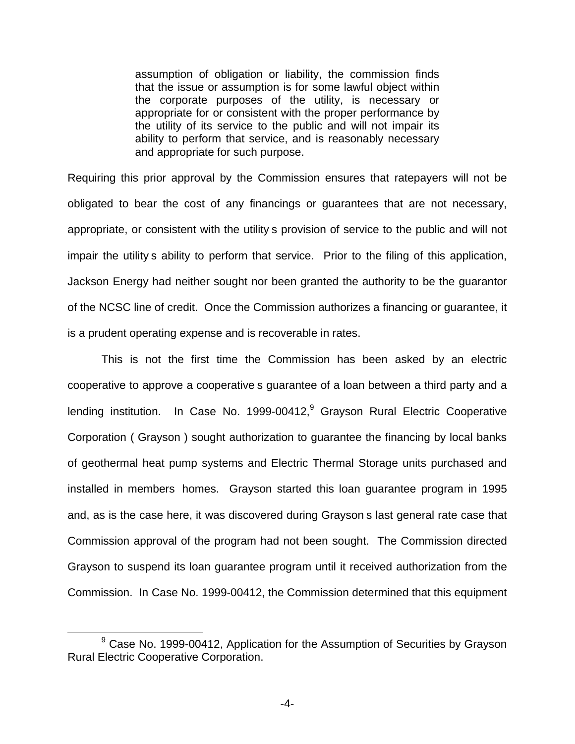> assumption of obligation or liability, the commission finds that the issue or assumption is for some lawful object within the corporate purposes of the utility, is necessary or appropriate for or consistent with the proper performance by the utility of its service to the public and will not impair its ability to perform that service, and is reasonably necessary and appropriate for such purpose.

Requiring this prior approval by the Commission ensures that ratepayers will not be obligated to bear the cost of any financings or guarantees that are not necessary, appropriate, or consistent with the utility s provision of service to the public and will not impair the utility s ability to perform that service. Prior to the filing of this application, Jackson Energy had neither sought nor been granted the authority to be the guarantor of the NCSC line of credit. Once the Commission authorizes a financing or guarantee, it is a prudent operating expense and is recoverable in rates.

This is not the first time the Commission has been asked by an electric cooperative to approve a cooperative s guarantee of a loan between a third party and a lending institution. In Case No. 1999-00412,[9] Grayson Rural Electric Cooperative Corporation ( Grayson ) sought authorization to guarantee the financing by local banks of geothermal heat pump systems and Electric Thermal Storage units purchased and installed in members homes. Grayson started this loan guarantee program in 1995 and, as is the case here, it was discovered during Grayson s last general rate case that Commission approval of the program had not been sought. The Commission directed Grayson to suspend its loan guarantee program until it received authorization from the Commission. In Case No. 1999-00412, the Commission determined that this equipment

[9] Case No. 1999-00412, Application for the Assumption of Securities by Grayson Rural Electric Cooperative Corporation.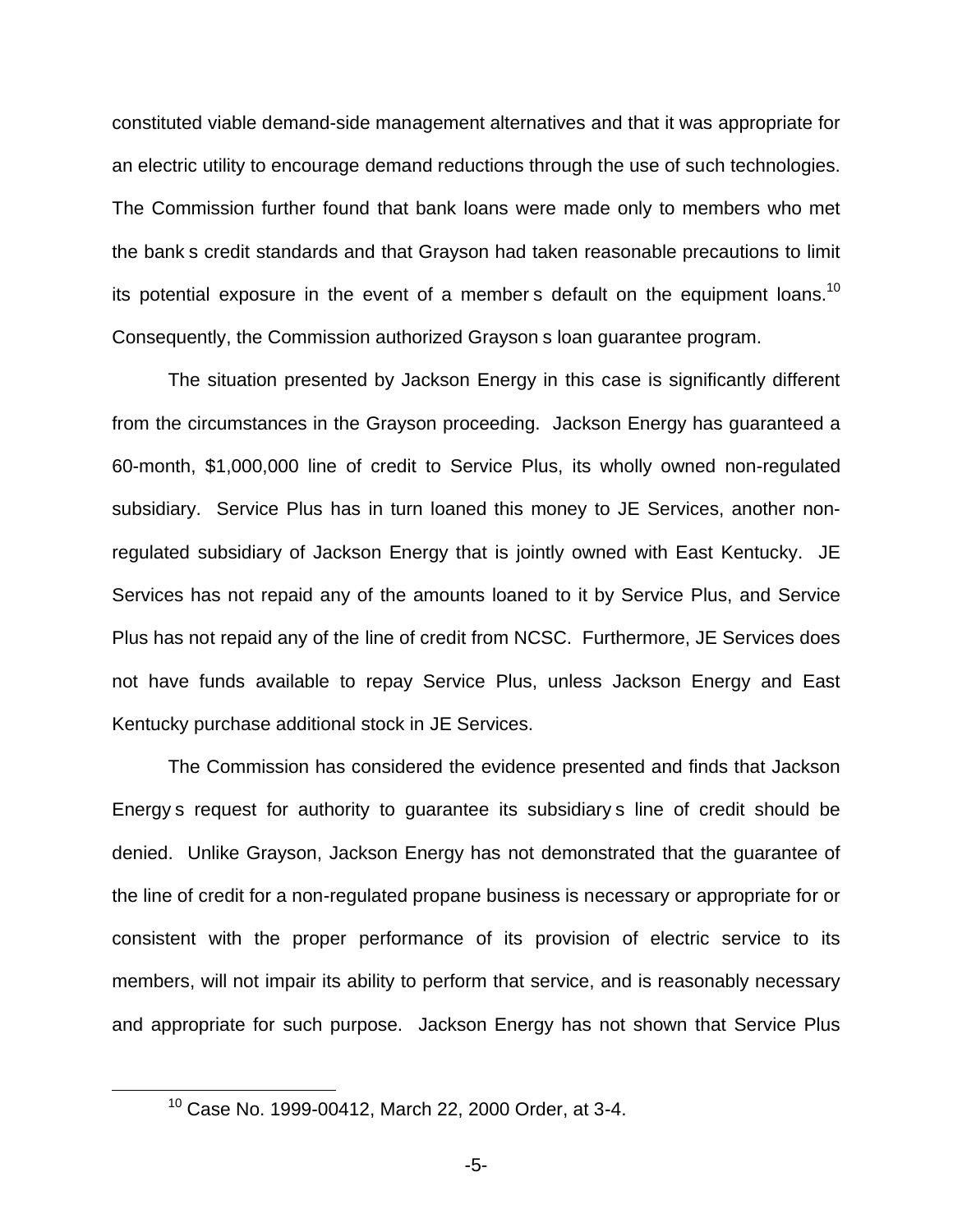constituted viable demand-side management alternatives and that it was appropriate for an electric utility to encourage demand reductions through the use of such technologies. The Commission further found that bank loans were made only to members who met the bank s credit standards and that Grayson had taken reasonable precautions to limit its potential exposure in the event of a member s default on the equipment loans.[10] Consequently, the Commission authorized Grayson s loan guarantee program.

The situation presented by Jackson Energy in this case is significantly different from the circumstances in the Grayson proceeding. Jackson Energy has guaranteed a 60-month, $1,000,000 line of credit to Service Plus, its wholly owned non-regulated subsidiary. Service Plus has in turn loaned this money to JE Services, another non-regulated subsidiary of Jackson Energy that is jointly owned with East Kentucky. JE Services has not repaid any of the amounts loaned to it by Service Plus, and Service Plus has not repaid any of the line of credit from NCSC. Furthermore, JE Services does not have funds available to repay Service Plus, unless Jackson Energy and East Kentucky purchase additional stock in JE Services.

The Commission has considered the evidence presented and finds that Jackson Energy s request for authority to guarantee its subsidiary s line of credit should be denied. Unlike Grayson, Jackson Energy has not demonstrated that the guarantee of the line of credit for a non-regulated propane business is necessary or appropriate for or consistent with the proper performance of its provision of electric service to its members, will not impair its ability to perform that service, and is reasonably necessary and appropriate for such purpose. Jackson Energy has not shown that Service Plus

[10] Case No. 1999-00412, March 22, 2000 Order, at 3-4.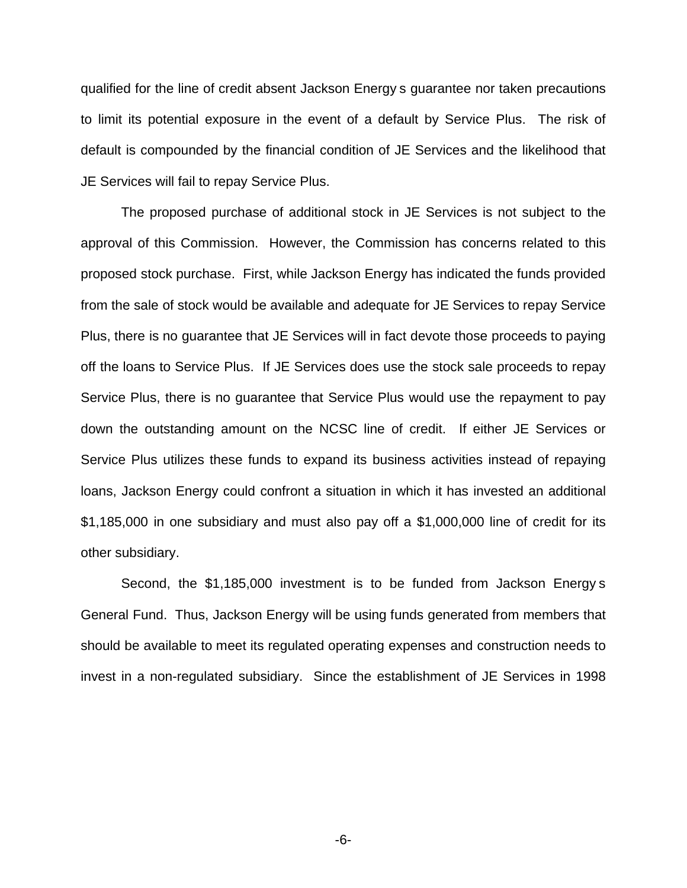qualified for the line of credit absent Jackson Energy s guarantee nor taken precautions to limit its potential exposure in the event of a default by Service Plus. The risk of default is compounded by the financial condition of JE Services and the likelihood that JE Services will fail to repay Service Plus.

The proposed purchase of additional stock in JE Services is not subject to the approval of this Commission. However, the Commission has concerns related to this proposed stock purchase. First, while Jackson Energy has indicated the funds provided from the sale of stock would be available and adequate for JE Services to repay Service Plus, there is no guarantee that JE Services will in fact devote those proceeds to paying off the loans to Service Plus. If JE Services does use the stock sale proceeds to repay Service Plus, there is no guarantee that Service Plus would use the repayment to pay down the outstanding amount on the NCSC line of credit. If either JE Services or Service Plus utilizes these funds to expand its business activities instead of repaying loans, Jackson Energy could confront a situation in which it has invested an additional $1,185,000 in one subsidiary and must also pay off a $1,000,000 line of credit for its other subsidiary.

Second, the $1,185,000 investment is to be funded from Jackson Energy s General Fund. Thus, Jackson Energy will be using funds generated from members that should be available to meet its regulated operating expenses and construction needs to invest in a non-regulated subsidiary. Since the establishment of JE Services in 1998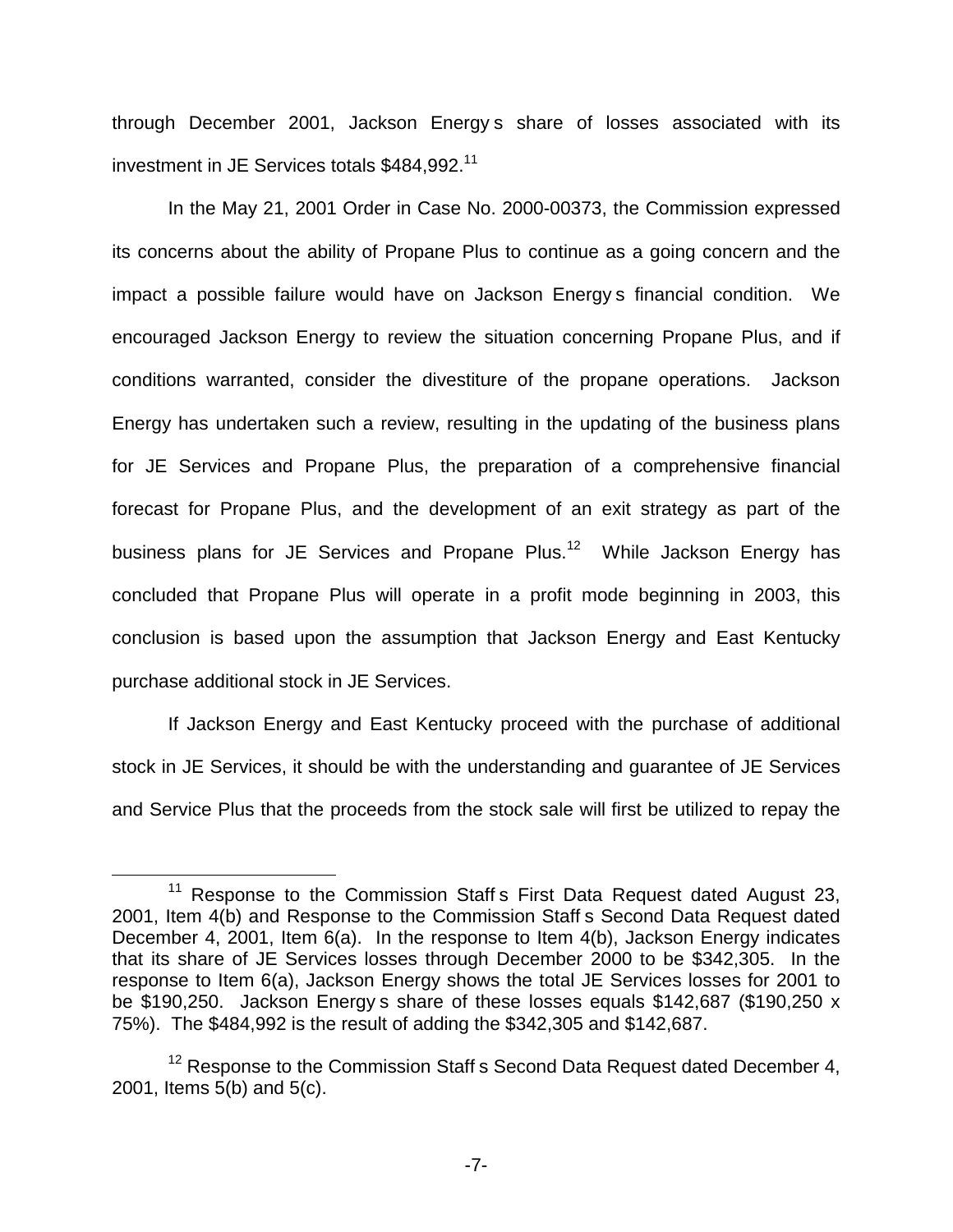through December 2001, Jackson Energy s share of losses associated with its investment in JE Services totals $484,992.[11]

In the May 21, 2001 Order in Case No. 2000-00373, the Commission expressed its concerns about the ability of Propane Plus to continue as a going concern and the impact a possible failure would have on Jackson Energy s financial condition. We encouraged Jackson Energy to review the situation concerning Propane Plus, and if conditions warranted, consider the divestiture of the propane operations. Jackson Energy has undertaken such a review, resulting in the updating of the business plans for JE Services and Propane Plus, the preparation of a comprehensive financial forecast for Propane Plus, and the development of an exit strategy as part of the business plans for JE Services and Propane Plus.[12] While Jackson Energy has concluded that Propane Plus will operate in a profit mode beginning in 2003, this conclusion is based upon the assumption that Jackson Energy and East Kentucky purchase additional stock in JE Services.

If Jackson Energy and East Kentucky proceed with the purchase of additional stock in JE Services, it should be with the understanding and guarantee of JE Services and Service Plus that the proceeds from the stock sale will first be utilized to repay the

---

[11] Response to the Commission Staff s First Data Request dated August 23, 2001, Item 4(b) and Response to the Commission Staff s Second Data Request dated December 4, 2001, Item 6(a). In the response to Item 4(b), Jackson Energy indicates that its share of JE Services losses through December 2000 to be $342,305. In the response to Item 6(a), Jackson Energy shows the total JE Services losses for 2001 to be $190,250. Jackson Energy s share of these losses equals $142,687 ($190,250 x 75%). The $484,992 is the result of adding the $342,305 and $142,687.

[12] Response to the Commission Staff s Second Data Request dated December 4, 2001, Items 5(b) and 5(c).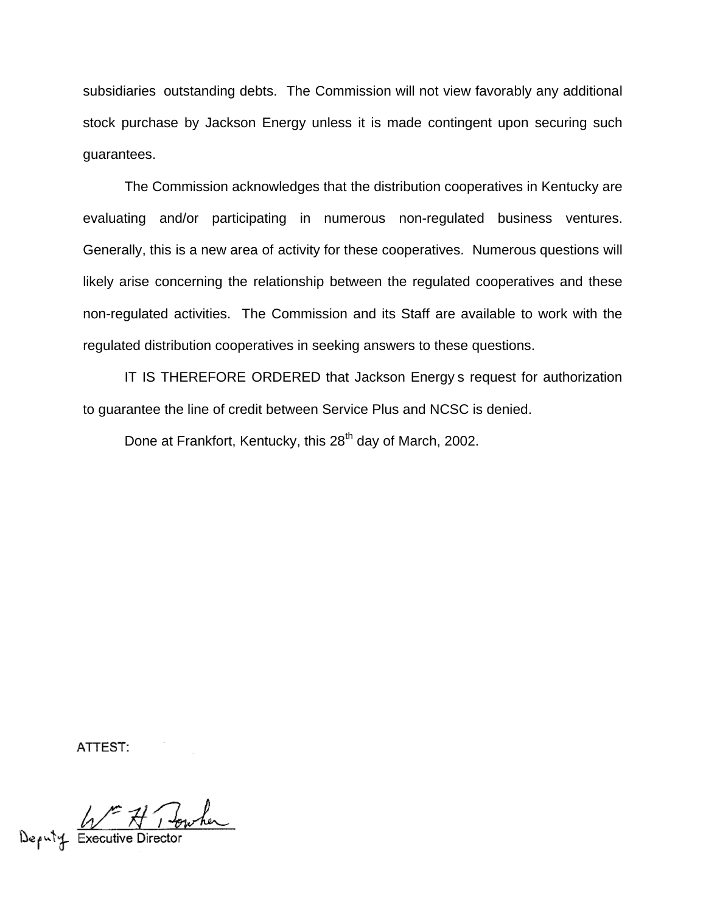subsidiaries outstanding debts. The Commission will not view favorably any additional stock purchase by Jackson Energy unless it is made contingent upon securing such guarantees.

The Commission acknowledges that the distribution cooperatives in Kentucky are evaluating and/or participating in numerous non-regulated business ventures. Generally, this is a new area of activity for these cooperatives. Numerous questions will likely arise concerning the relationship between the regulated cooperatives and these non-regulated activities. The Commission and its Staff are available to work with the regulated distribution cooperatives in seeking answers to these questions.

IT IS THEREFORE ORDERED that Jackson Energy s request for authorization to guarantee the line of credit between Service Plus and NCSC is denied.

Done at Frankfort, Kentucky, this 28th day of March, 2002.

ATTEST:

Deputy Executive Director